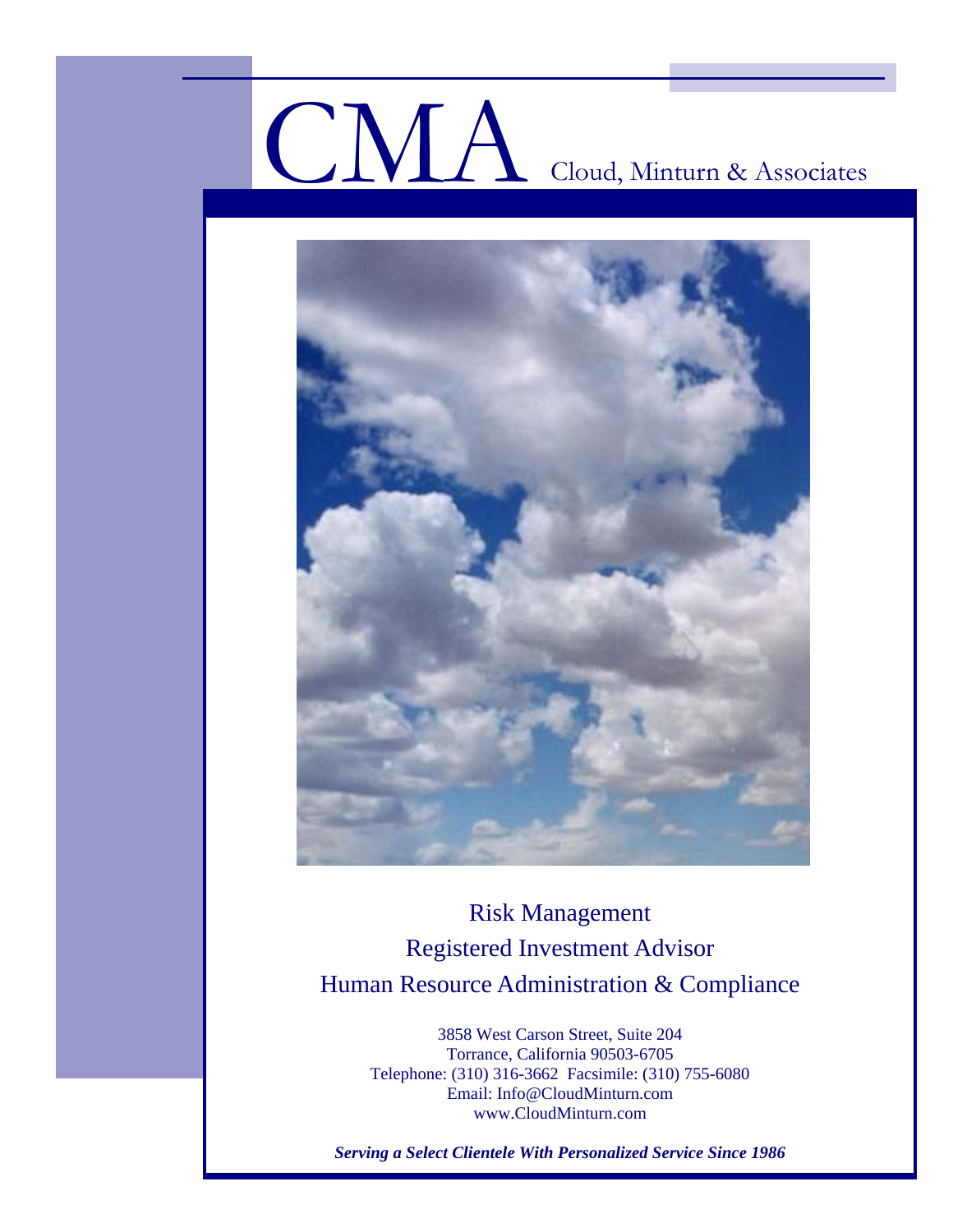# CMA Cloud, Minturn & Associates

Risk Management

Registered Investment Advisor

Human Resource Administration & Compliance

3858 West Carson Street, Suite 204
Torrance, California 90503-6705
Telephone: (310) 316-3662 Facsimile: (310) 755-6080
Email: Info@CloudMinturn.com
www.CloudMinturn.com

***Serving a Select Clientele With Personalized Service Since 1986***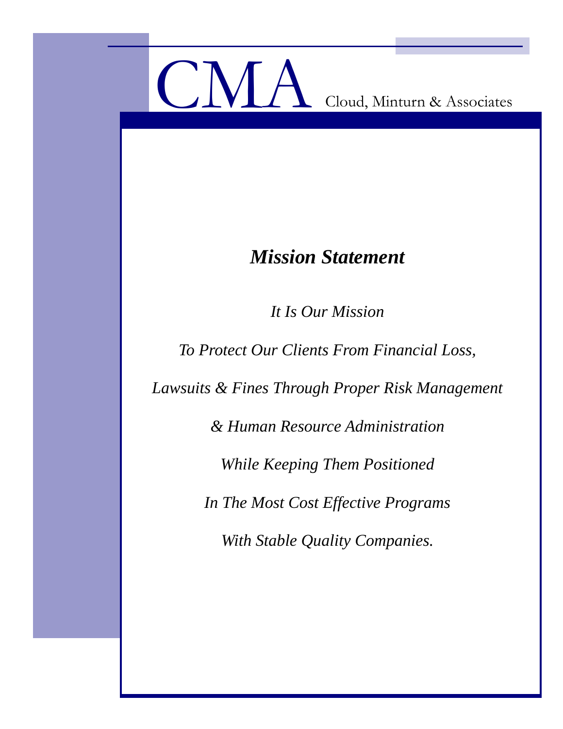CMA Cloud, Minturn & Associates

## *Mission Statement*

*It Is Our Mission*

*To Protect Our Clients From Financial Loss,*

*Lawsuits & Fines Through Proper Risk Management*

*& Human Resource Administration*

*While Keeping Them Positioned*

*In The Most Cost Effective Programs*

*With Stable Quality Companies.*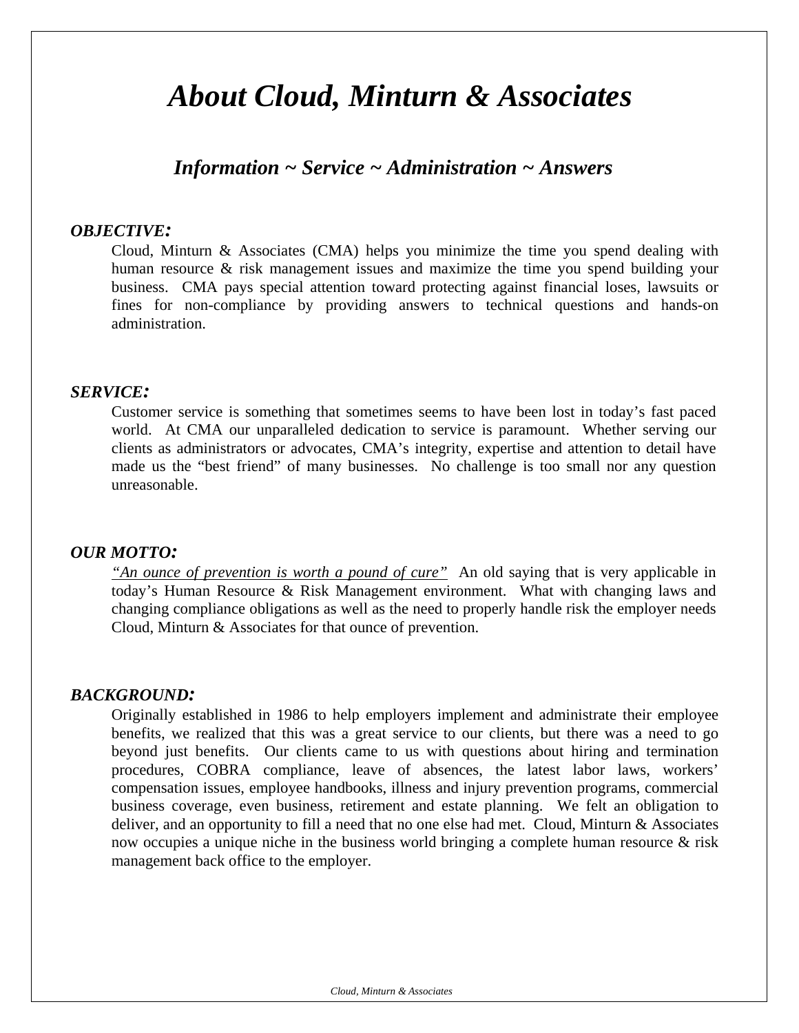# *About Cloud, Minturn & Associates*

## *Information ~ Service ~ Administration ~ Answers*

***OBJECTIVE:***

Cloud, Minturn & Associates (CMA) helps you minimize the time you spend dealing with human resource & risk management issues and maximize the time you spend building your business. CMA pays special attention toward protecting against financial loses, lawsuits or fines for non-compliance by providing answers to technical questions and hands-on administration.

***SERVICE:***

Customer service is something that sometimes seems to have been lost in today's fast paced world. At CMA our unparalleled dedication to service is paramount. Whether serving our clients as administrators or advocates, CMA's integrity, expertise and attention to detail have made us the "best friend" of many businesses. No challenge is too small nor any question unreasonable.

***OUR MOTTO:***

<u>*"An ounce of prevention is worth a pound of cure"*</u> An old saying that is very applicable in today's Human Resource & Risk Management environment. What with changing laws and changing compliance obligations as well as the need to properly handle risk the employer needs Cloud, Minturn & Associates for that ounce of prevention.

***BACKGROUND:***

Originally established in 1986 to help employers implement and administrate their employee benefits, we realized that this was a great service to our clients, but there was a need to go beyond just benefits. Our clients came to us with questions about hiring and termination procedures, COBRA compliance, leave of absences, the latest labor laws, workers' compensation issues, employee handbooks, illness and injury prevention programs, commercial business coverage, even business, retirement and estate planning. We felt an obligation to deliver, and an opportunity to fill a need that no one else had met. Cloud, Minturn & Associates now occupies a unique niche in the business world bringing a complete human resource & risk management back office to the employer.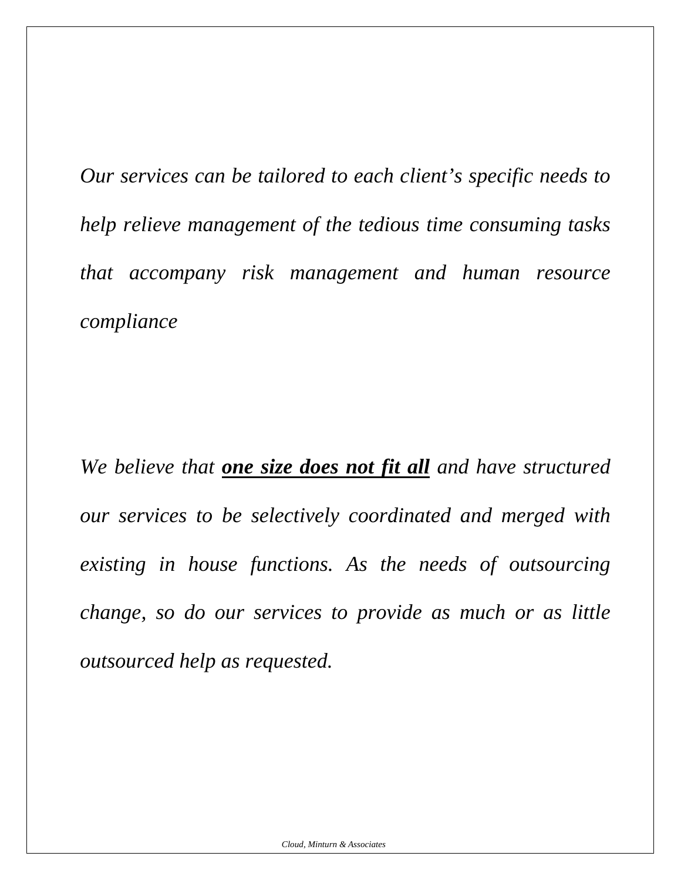*Our services can be tailored to each client's specific needs to help relieve management of the tedious time consuming tasks that accompany risk management and human resource compliance*

*We believe that* ***<u>one size does not fit all</u>*** *and have structured our services to be selectively coordinated and merged with existing in house functions. As the needs of outsourcing change, so do our services to provide as much or as little outsourced help as requested.*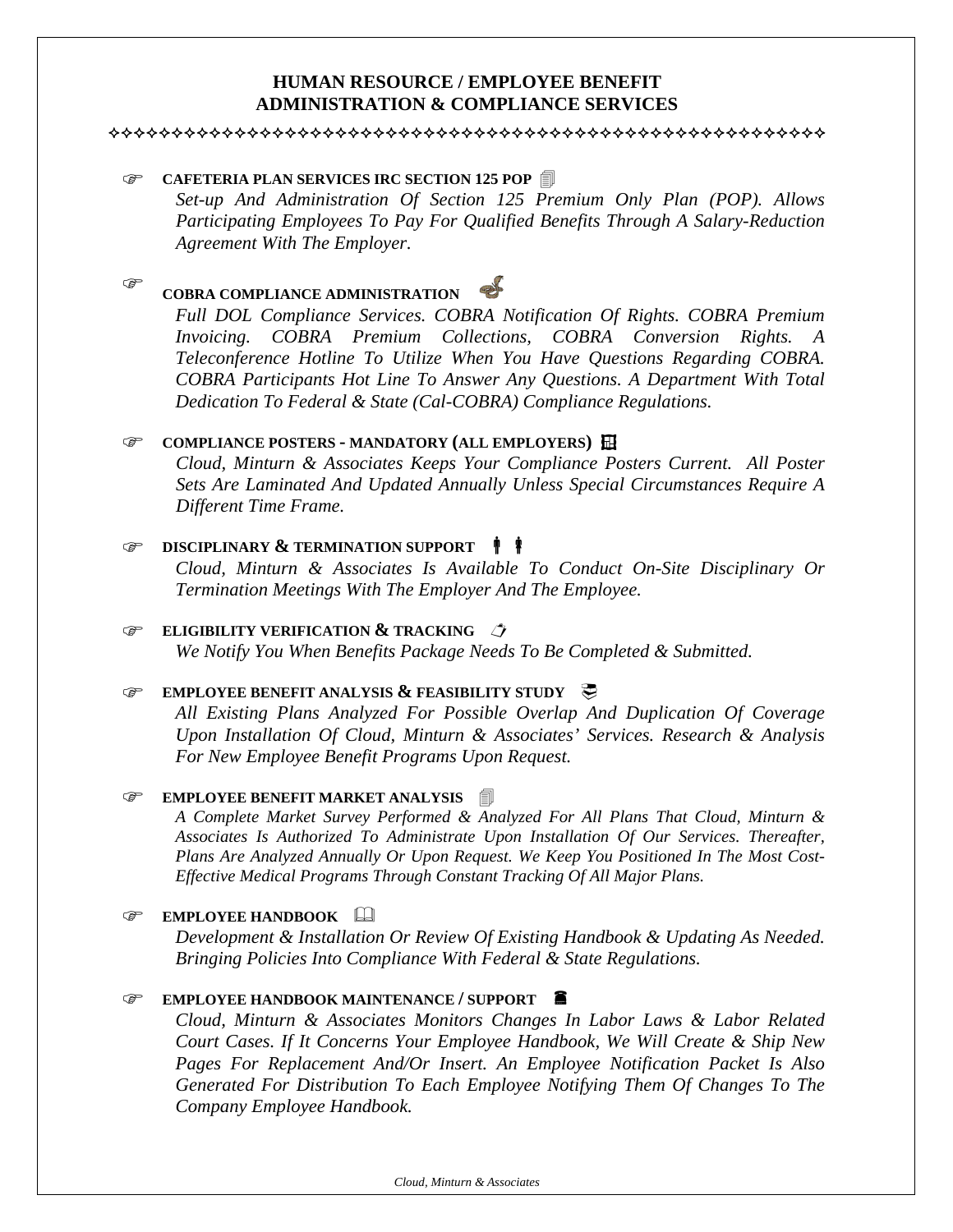# HUMAN RESOURCE / EMPLOYEE BENEFIT ADMINISTRATION & COMPLIANCE SERVICES

- **CAFETERIA PLAN SERVICES IRC SECTION 125 POP**

  *Set-up And Administration Of Section 125 Premium Only Plan (POP). Allows Participating Employees To Pay For Qualified Benefits Through A Salary-Reduction Agreement With The Employer.*

- **COBRA COMPLIANCE ADMINISTRATION**

  *Full DOL Compliance Services. COBRA Notification Of Rights. COBRA Premium Invoicing. COBRA Premium Collections, COBRA Conversion Rights. A Teleconference Hotline To Utilize When You Have Questions Regarding COBRA. COBRA Participants Hot Line To Answer Any Questions. A Department With Total Dedication To Federal & State (Cal-COBRA) Compliance Regulations.*

- **COMPLIANCE POSTERS - MANDATORY (ALL EMPLOYERS)**

  *Cloud, Minturn & Associates Keeps Your Compliance Posters Current. All Poster Sets Are Laminated And Updated Annually Unless Special Circumstances Require A Different Time Frame.*

- **DISCIPLINARY & TERMINATION SUPPORT**

  *Cloud, Minturn & Associates Is Available To Conduct On-Site Disciplinary Or Termination Meetings With The Employer And The Employee.*

- **ELIGIBILITY VERIFICATION & TRACKING**

  *We Notify You When Benefits Package Needs To Be Completed & Submitted.*

- **EMPLOYEE BENEFIT ANALYSIS & FEASIBILITY STUDY**

  *All Existing Plans Analyzed For Possible Overlap And Duplication Of Coverage Upon Installation Of Cloud, Minturn & Associates' Services. Research & Analysis For New Employee Benefit Programs Upon Request.*

- **EMPLOYEE BENEFIT MARKET ANALYSIS**

  *A Complete Market Survey Performed & Analyzed For All Plans That Cloud, Minturn & Associates Is Authorized To Administrate Upon Installation Of Our Services. Thereafter, Plans Are Analyzed Annually Or Upon Request. We Keep You Positioned In The Most Cost-Effective Medical Programs Through Constant Tracking Of All Major Plans.*

- **EMPLOYEE HANDBOOK**

  *Development & Installation Or Review Of Existing Handbook & Updating As Needed. Bringing Policies Into Compliance With Federal & State Regulations.*

- **EMPLOYEE HANDBOOK MAINTENANCE / SUPPORT**

  *Cloud, Minturn & Associates Monitors Changes In Labor Laws & Labor Related Court Cases. If It Concerns Your Employee Handbook, We Will Create & Ship New Pages For Replacement And/Or Insert. An Employee Notification Packet Is Also Generated For Distribution To Each Employee Notifying Them Of Changes To The Company Employee Handbook.*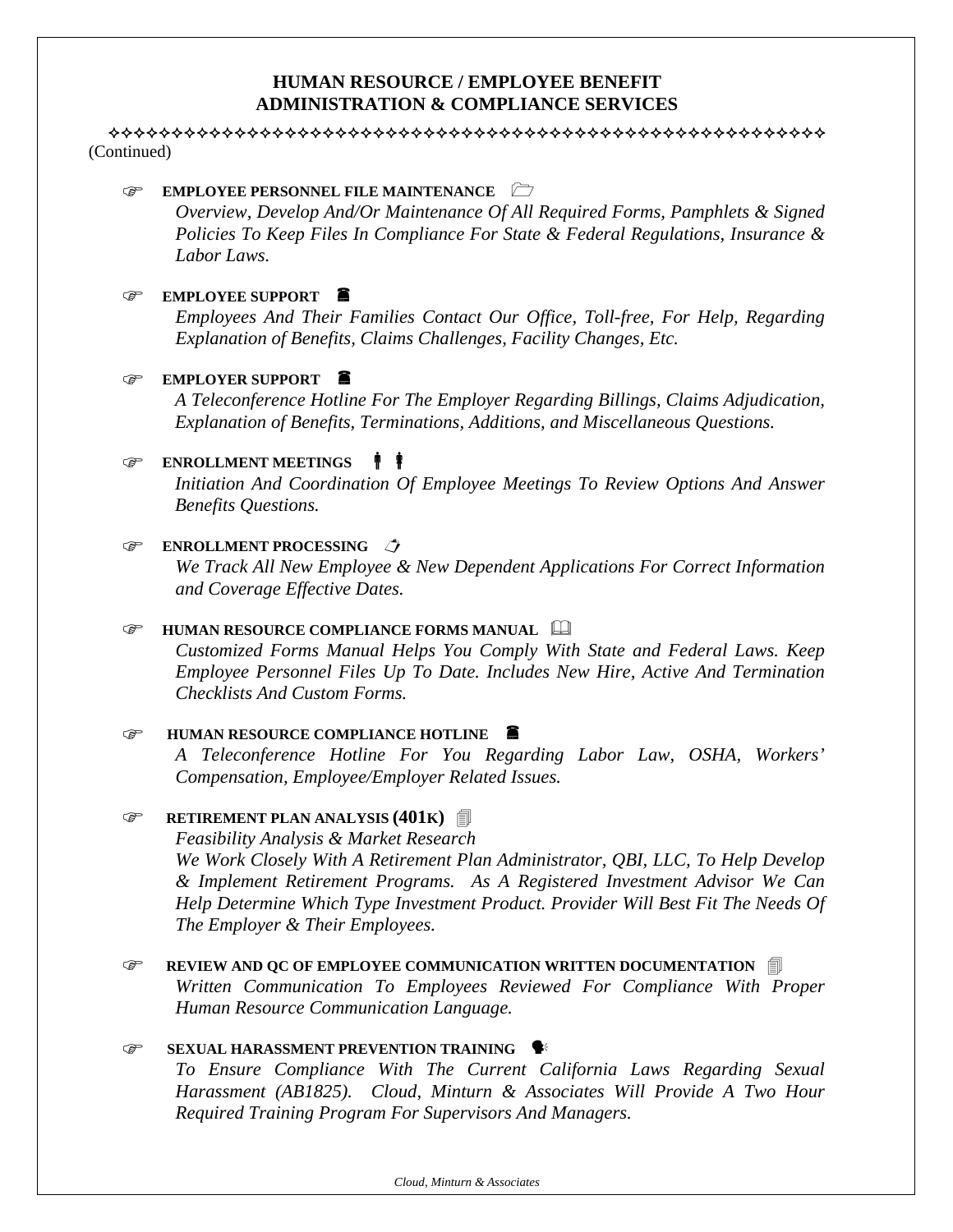## HUMAN RESOURCE / EMPLOYEE BENEFIT ADMINISTRATION & COMPLIANCE SERVICES

(Continued)

- **EMPLOYEE PERSONNEL FILE MAINTENANCE**
  *Overview, Develop And/Or Maintenance Of All Required Forms, Pamphlets & Signed Policies To Keep Files In Compliance For State & Federal Regulations, Insurance & Labor Laws.*

- **EMPLOYEE SUPPORT**
  *Employees And Their Families Contact Our Office, Toll-free, For Help, Regarding Explanation of Benefits, Claims Challenges, Facility Changes, Etc.*

- **EMPLOYER SUPPORT**
  *A Teleconference Hotline For The Employer Regarding Billings, Claims Adjudication, Explanation of Benefits, Terminations, Additions, and Miscellaneous Questions.*

- **ENROLLMENT MEETINGS**
  *Initiation And Coordination Of Employee Meetings To Review Options And Answer Benefits Questions.*

- **ENROLLMENT PROCESSING**
  *We Track All New Employee & New Dependent Applications For Correct Information and Coverage Effective Dates.*

- **HUMAN RESOURCE COMPLIANCE FORMS MANUAL**
  *Customized Forms Manual Helps You Comply With State and Federal Laws. Keep Employee Personnel Files Up To Date. Includes New Hire, Active And Termination Checklists And Custom Forms.*

- **HUMAN RESOURCE COMPLIANCE HOTLINE**
  *A Teleconference Hotline For You Regarding Labor Law, OSHA, Workers' Compensation, Employee/Employer Related Issues.*

- **RETIREMENT PLAN ANALYSIS (401K)**
  *Feasibility Analysis & Market Research*
  *We Work Closely With A Retirement Plan Administrator, QBI, LLC, To Help Develop & Implement Retirement Programs. As A Registered Investment Advisor We Can Help Determine Which Type Investment Product. Provider Will Best Fit The Needs Of The Employer & Their Employees.*

- **REVIEW AND QC OF EMPLOYEE COMMUNICATION WRITTEN DOCUMENTATION**
  *Written Communication To Employees Reviewed For Compliance With Proper Human Resource Communication Language.*

- **SEXUAL HARASSMENT PREVENTION TRAINING**
  *To Ensure Compliance With The Current California Laws Regarding Sexual Harassment (AB1825). Cloud, Minturn & Associates Will Provide A Two Hour Required Training Program For Supervisors And Managers.*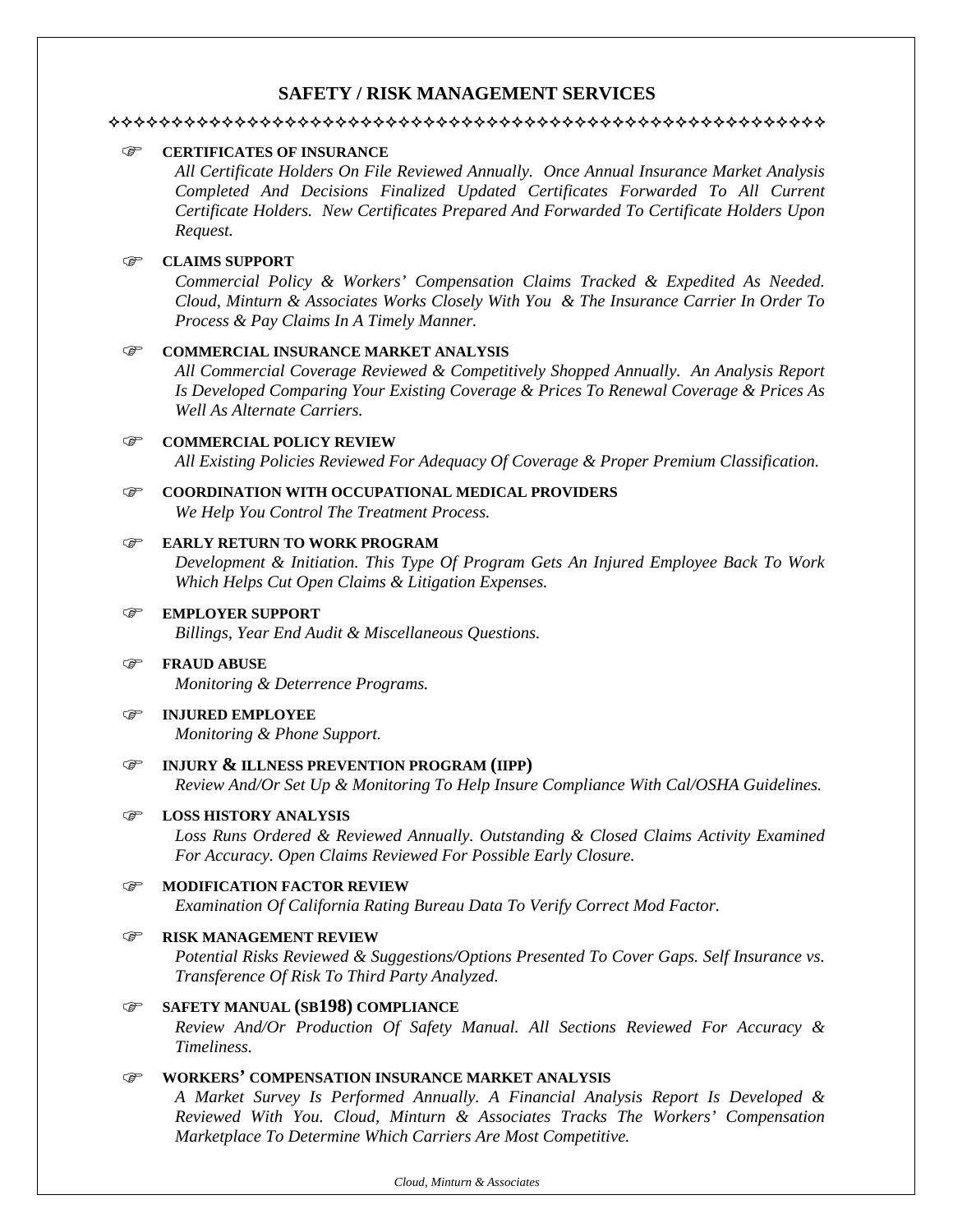# SAFETY / RISK MANAGEMENT SERVICES

- **CERTIFICATES OF INSURANCE**
  *All Certificate Holders On File Reviewed Annually. Once Annual Insurance Market Analysis Completed And Decisions Finalized Updated Certificates Forwarded To All Current Certificate Holders. New Certificates Prepared And Forwarded To Certificate Holders Upon Request.*

- **CLAIMS SUPPORT**
  *Commercial Policy & Workers' Compensation Claims Tracked & Expedited As Needed. Cloud, Minturn & Associates Works Closely With You & The Insurance Carrier In Order To Process & Pay Claims In A Timely Manner.*

- **COMMERCIAL INSURANCE MARKET ANALYSIS**
  *All Commercial Coverage Reviewed & Competitively Shopped Annually. An Analysis Report Is Developed Comparing Your Existing Coverage & Prices To Renewal Coverage & Prices As Well As Alternate Carriers.*

- **COMMERCIAL POLICY REVIEW**
  *All Existing Policies Reviewed For Adequacy Of Coverage & Proper Premium Classification.*

- **COORDINATION WITH OCCUPATIONAL MEDICAL PROVIDERS**
  *We Help You Control The Treatment Process.*

- **EARLY RETURN TO WORK PROGRAM**
  *Development & Initiation. This Type Of Program Gets An Injured Employee Back To Work Which Helps Cut Open Claims & Litigation Expenses.*

- **EMPLOYER SUPPORT**
  *Billings, Year End Audit & Miscellaneous Questions.*

- **FRAUD ABUSE**
  *Monitoring & Deterrence Programs.*

- **INJURED EMPLOYEE**
  *Monitoring & Phone Support.*

- **INJURY & ILLNESS PREVENTION PROGRAM (IIPP)**
  *Review And/Or Set Up & Monitoring To Help Insure Compliance With Cal/OSHA Guidelines.*

- **LOSS HISTORY ANALYSIS**
  *Loss Runs Ordered & Reviewed Annually. Outstanding & Closed Claims Activity Examined For Accuracy. Open Claims Reviewed For Possible Early Closure.*

- **MODIFICATION FACTOR REVIEW**
  *Examination Of California Rating Bureau Data To Verify Correct Mod Factor.*

- **RISK MANAGEMENT REVIEW**
  *Potential Risks Reviewed & Suggestions/Options Presented To Cover Gaps. Self Insurance vs. Transference Of Risk To Third Party Analyzed.*

- **SAFETY MANUAL (SB198) COMPLIANCE**
  *Review And/Or Production Of Safety Manual. All Sections Reviewed For Accuracy & Timeliness.*

- **WORKERS' COMPENSATION INSURANCE MARKET ANALYSIS**
  *A Market Survey Is Performed Annually. A Financial Analysis Report Is Developed & Reviewed With You. Cloud, Minturn & Associates Tracks The Workers' Compensation Marketplace To Determine Which Carriers Are Most Competitive.*